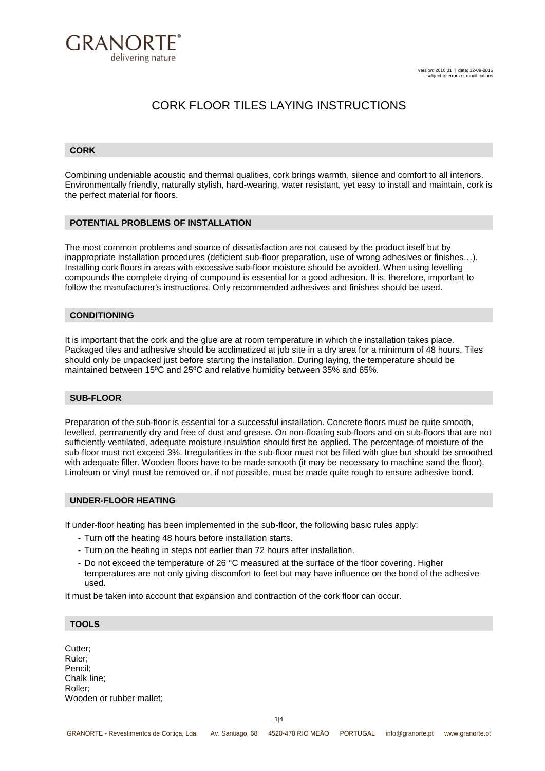GRANORTE®
delivering nature

version: 2016.01 | date: 12-09-2016
subject to errors or modifications

# CORK FLOOR TILES LAYING INSTRUCTIONS

## CORK

Combining undeniable acoustic and thermal qualities, cork brings warmth, silence and comfort to all interiors. Environmentally friendly, naturally stylish, hard-wearing, water resistant, yet easy to install and maintain, cork is the perfect material for floors.

## POTENTIAL PROBLEMS OF INSTALLATION

The most common problems and source of dissatisfaction are not caused by the product itself but by inappropriate installation procedures (deficient sub-floor preparation, use of wrong adhesives or finishes…). Installing cork floors in areas with excessive sub-floor moisture should be avoided. When using levelling compounds the complete drying of compound is essential for a good adhesion. It is, therefore, important to follow the manufacturer's instructions. Only recommended adhesives and finishes should be used.

## CONDITIONING

It is important that the cork and the glue are at room temperature in which the installation takes place. Packaged tiles and adhesive should be acclimatized at job site in a dry area for a minimum of 48 hours. Tiles should only be unpacked just before starting the installation. During laying, the temperature should be maintained between 15ºC and 25ºC and relative humidity between 35% and 65%.

## SUB-FLOOR

Preparation of the sub-floor is essential for a successful installation. Concrete floors must be quite smooth, levelled, permanently dry and free of dust and grease. On non-floating sub-floors and on sub-floors that are not sufficiently ventilated, adequate moisture insulation should first be applied. The percentage of moisture of the sub-floor must not exceed 3%. Irregularities in the sub-floor must not be filled with glue but should be smoothed with adequate filler. Wooden floors have to be made smooth (it may be necessary to machine sand the floor). Linoleum or vinyl must be removed or, if not possible, must be made quite rough to ensure adhesive bond.

## UNDER-FLOOR HEATING

If under-floor heating has been implemented in the sub-floor, the following basic rules apply:

- Turn off the heating 48 hours before installation starts.
- Turn on the heating in steps not earlier than 72 hours after installation.
- Do not exceed the temperature of 26 °C measured at the surface of the floor covering. Higher temperatures are not only giving discomfort to feet but may have influence on the bond of the adhesive used.

It must be taken into account that expansion and contraction of the cork floor can occur.

## TOOLS

Cutter;
Ruler;
Pencil;
Chalk line;
Roller;
Wooden or rubber mallet;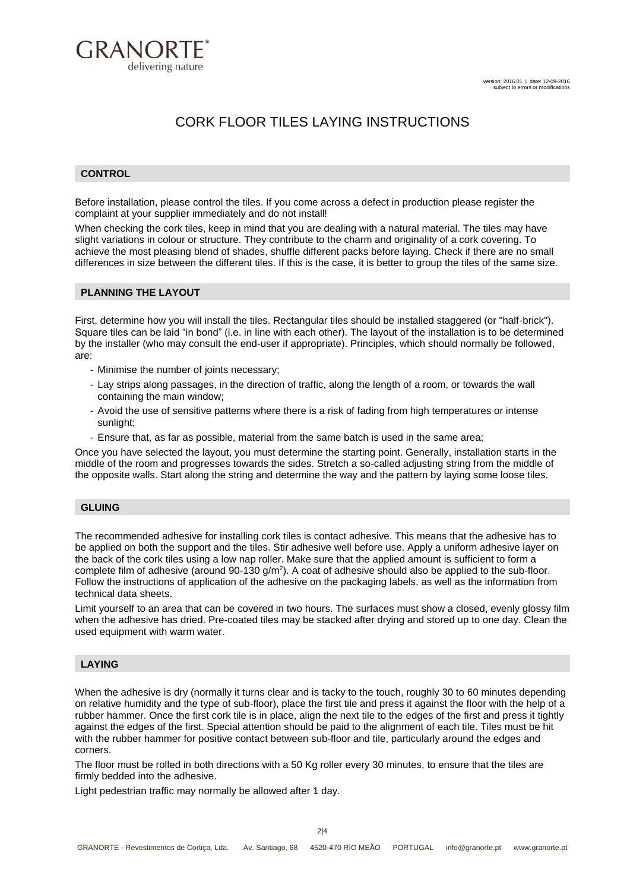# CORK FLOOR TILES LAYING INSTRUCTIONS

## CONTROL

Before installation, please control the tiles. If you come across a defect in production please register the complaint at your supplier immediately and do not install!

When checking the cork tiles, keep in mind that you are dealing with a natural material. The tiles may have slight variations in colour or structure. They contribute to the charm and originality of a cork covering. To achieve the most pleasing blend of shades, shuffle different packs before laying. Check if there are no small differences in size between the different tiles. If this is the case, it is better to group the tiles of the same size.

## PLANNING THE LAYOUT

First, determine how you will install the tiles. Rectangular tiles should be installed staggered (or "half-brick"). Square tiles can be laid "in bond" (i.e. in line with each other). The layout of the installation is to be determined by the installer (who may consult the end-user if appropriate). Principles, which should normally be followed, are:

- Minimise the number of joints necessary;
- Lay strips along passages, in the direction of traffic, along the length of a room, or towards the wall containing the main window;
- Avoid the use of sensitive patterns where there is a risk of fading from high temperatures or intense sunlight;
- Ensure that, as far as possible, material from the same batch is used in the same area;

Once you have selected the layout, you must determine the starting point. Generally, installation starts in the middle of the room and progresses towards the sides. Stretch a so-called adjusting string from the middle of the opposite walls. Start along the string and determine the way and the pattern by laying some loose tiles.

## GLUING

The recommended adhesive for installing cork tiles is contact adhesive. This means that the adhesive has to be applied on both the support and the tiles. Stir adhesive well before use. Apply a uniform adhesive layer on the back of the cork tiles using a low nap roller. Make sure that the applied amount is sufficient to form a complete film of adhesive (around 90-130 g/m$^2$). A coat of adhesive should also be applied to the sub-floor. Follow the instructions of application of the adhesive on the packaging labels, as well as the information from technical data sheets.

Limit yourself to an area that can be covered in two hours. The surfaces must show a closed, evenly glossy film when the adhesive has dried. Pre-coated tiles may be stacked after drying and stored up to one day. Clean the used equipment with warm water.

## LAYING

When the adhesive is dry (normally it turns clear and is tacky to the touch, roughly 30 to 60 minutes depending on relative humidity and the type of sub-floor), place the first tile and press it against the floor with the help of a rubber hammer. Once the first cork tile is in place, align the next tile to the edges of the first and press it tightly against the edges of the first. Special attention should be paid to the alignment of each tile. Tiles must be hit with the rubber hammer for positive contact between sub-floor and tile, particularly around the edges and corners.

The floor must be rolled in both directions with a 50 Kg roller every 30 minutes, to ensure that the tiles are firmly bedded into the adhesive.

Light pedestrian traffic may normally be allowed after 1 day.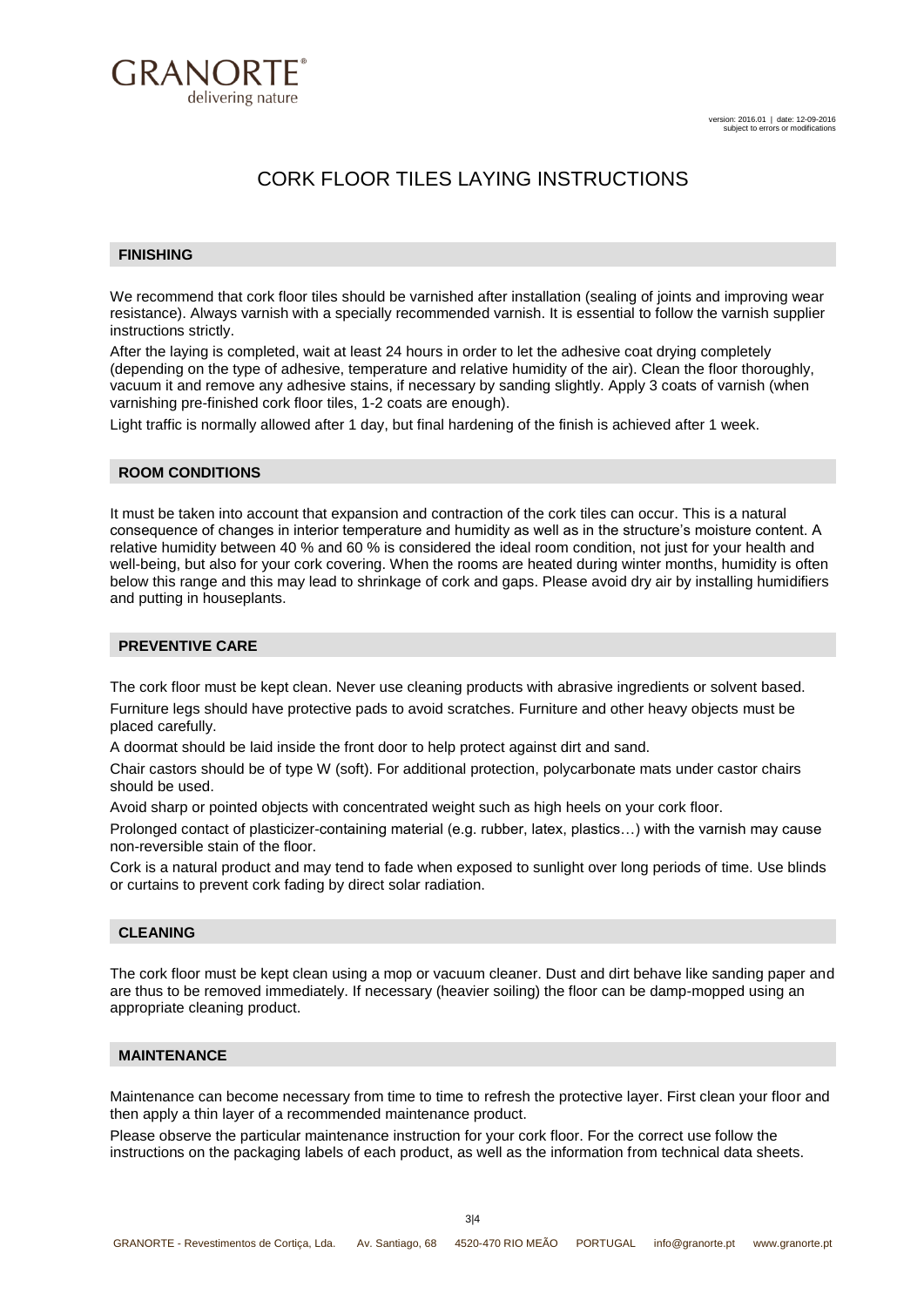# CORK FLOOR TILES LAYING INSTRUCTIONS

## FINISHING

We recommend that cork floor tiles should be varnished after installation (sealing of joints and improving wear resistance). Always varnish with a specially recommended varnish. It is essential to follow the varnish supplier instructions strictly.

After the laying is completed, wait at least 24 hours in order to let the adhesive coat drying completely (depending on the type of adhesive, temperature and relative humidity of the air). Clean the floor thoroughly, vacuum it and remove any adhesive stains, if necessary by sanding slightly. Apply 3 coats of varnish (when varnishing pre-finished cork floor tiles, 1-2 coats are enough).

Light traffic is normally allowed after 1 day, but final hardening of the finish is achieved after 1 week.

## ROOM CONDITIONS

It must be taken into account that expansion and contraction of the cork tiles can occur. This is a natural consequence of changes in interior temperature and humidity as well as in the structure's moisture content. A relative humidity between 40 % and 60 % is considered the ideal room condition, not just for your health and well-being, but also for your cork covering. When the rooms are heated during winter months, humidity is often below this range and this may lead to shrinkage of cork and gaps. Please avoid dry air by installing humidifiers and putting in houseplants.

## PREVENTIVE CARE

The cork floor must be kept clean. Never use cleaning products with abrasive ingredients or solvent based.

Furniture legs should have protective pads to avoid scratches. Furniture and other heavy objects must be placed carefully.

A doormat should be laid inside the front door to help protect against dirt and sand.

Chair castors should be of type W (soft). For additional protection, polycarbonate mats under castor chairs should be used.

Avoid sharp or pointed objects with concentrated weight such as high heels on your cork floor.

Prolonged contact of plasticizer-containing material (e.g. rubber, latex, plastics…) with the varnish may cause non-reversible stain of the floor.

Cork is a natural product and may tend to fade when exposed to sunlight over long periods of time. Use blinds or curtains to prevent cork fading by direct solar radiation.

## CLEANING

The cork floor must be kept clean using a mop or vacuum cleaner. Dust and dirt behave like sanding paper and are thus to be removed immediately. If necessary (heavier soiling) the floor can be damp-mopped using an appropriate cleaning product.

## MAINTENANCE

Maintenance can become necessary from time to time to refresh the protective layer. First clean your floor and then apply a thin layer of a recommended maintenance product.

Please observe the particular maintenance instruction for your cork floor. For the correct use follow the instructions on the packaging labels of each product, as well as the information from technical data sheets.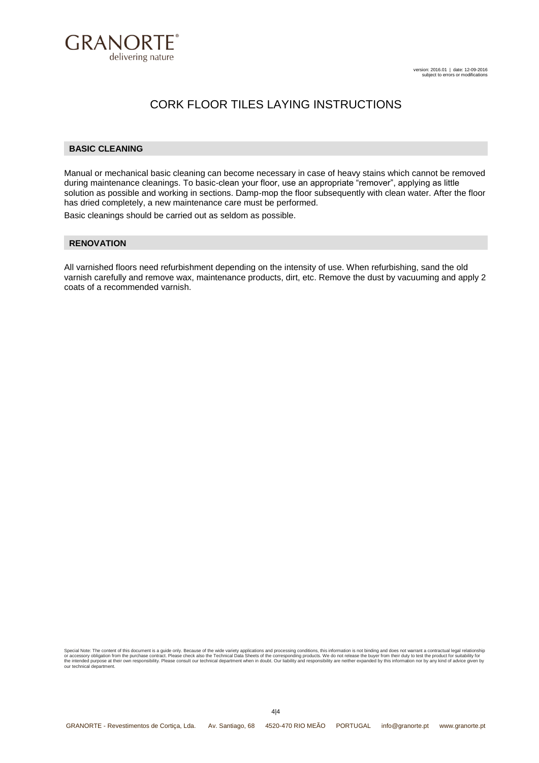## BASIC CLEANING

Manual or mechanical basic cleaning can become necessary in case of heavy stains which cannot be removed during maintenance cleanings. To basic-clean your floor, use an appropriate "remover", applying as little solution as possible and working in sections. Damp-mop the floor subsequently with clean water. After the floor has dried completely, a new maintenance care must be performed.

Basic cleanings should be carried out as seldom as possible.

## RENOVATION

All varnished floors need refurbishment depending on the intensity of use. When refurbishing, sand the old varnish carefully and remove wax, maintenance products, dirt, etc. Remove the dust by vacuuming and apply 2 coats of a recommended varnish.

Special Note: The content of this document is a guide only. Because of the wide variety applications and processing conditions, this information is not binding and does not warrant a contractual legal relationship or accessory obligation from the purchase contract. Please check also the Technical Data Sheets of the corresponding products. We do not release the buyer from their duty to test the product for suitability for the intended purpose at their own responsibility. Please consult our technical department when in doubt. Our liability and responsibility are neither expanded by this information nor by any kind of advice given by our technical department.